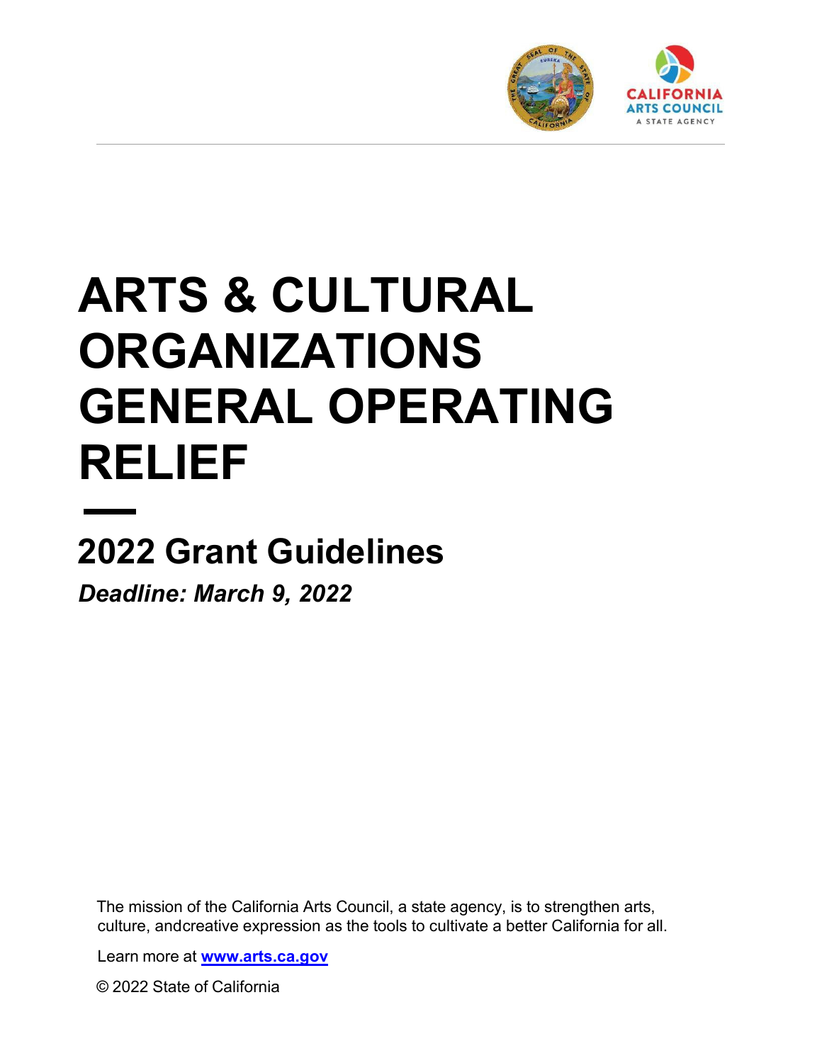# ARTS & CULTURAL ORGANIZATIONS GENERAL OPERATING RELIEF

## 2022 Grant Guidelines

***Deadline: March 9, 2022***

The mission of the California Arts Council, a state agency, is to strengthen arts, culture, andcreative expression as the tools to cultivate a better California for all.

Learn more at **www.arts.ca.gov**

© 2022 State of California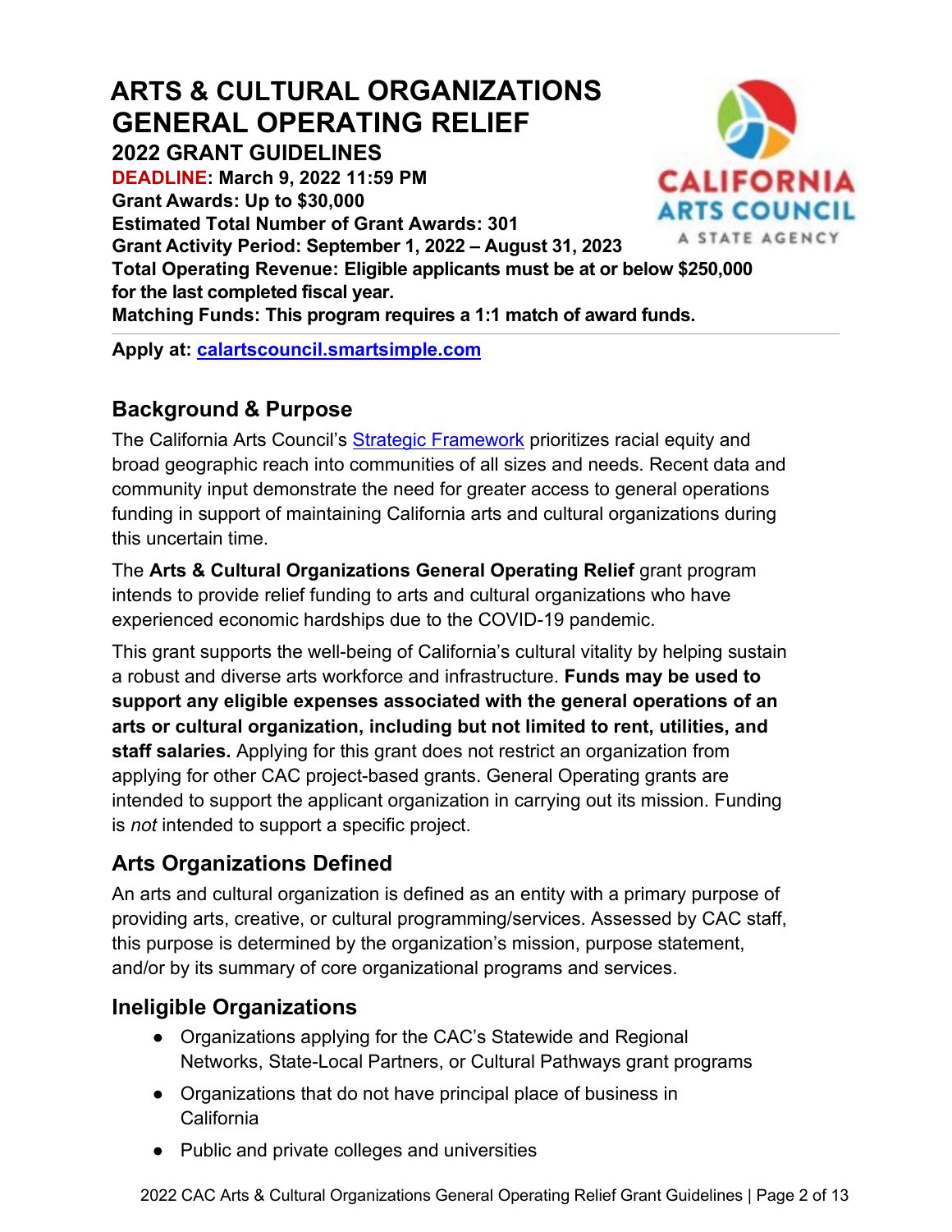# ARTS & CULTURAL ORGANIZATIONS GENERAL OPERATING RELIEF

### 2022 GRANT GUIDELINES

**DEADLINE: March 9, 2022 11:59 PM**
**Grant Awards: Up to $30,000**
**Estimated Total Number of Grant Awards: 301**
**Grant Activity Period: September 1, 2022 – August 31, 2023**
**Total Operating Revenue: Eligible applicants must be at or below $250,000 for the last completed fiscal year.**
**Matching Funds: This program requires a 1:1 match of award funds.**

---

**Apply at: calartscouncil.smartsimple.com**

## Background & Purpose

The California Arts Council's Strategic Framework prioritizes racial equity and broad geographic reach into communities of all sizes and needs. Recent data and community input demonstrate the need for greater access to general operations funding in support of maintaining California arts and cultural organizations during this uncertain time.

The **Arts & Cultural Organizations General Operating Relief** grant program intends to provide relief funding to arts and cultural organizations who have experienced economic hardships due to the COVID-19 pandemic.

This grant supports the well-being of California's cultural vitality by helping sustain a robust and diverse arts workforce and infrastructure. **Funds may be used to support any eligible expenses associated with the general operations of an arts or cultural organization, including but not limited to rent, utilities, and staff salaries.** Applying for this grant does not restrict an organization from applying for other CAC project-based grants. General Operating grants are intended to support the applicant organization in carrying out its mission. Funding is *not* intended to support a specific project.

## Arts Organizations Defined

An arts and cultural organization is defined as an entity with a primary purpose of providing arts, creative, or cultural programming/services. Assessed by CAC staff, this purpose is determined by the organization's mission, purpose statement, and/or by its summary of core organizational programs and services.

## Ineligible Organizations

- Organizations applying for the CAC's Statewide and Regional Networks, State-Local Partners, or Cultural Pathways grant programs
- Organizations that do not have principal place of business in California
- Public and private colleges and universities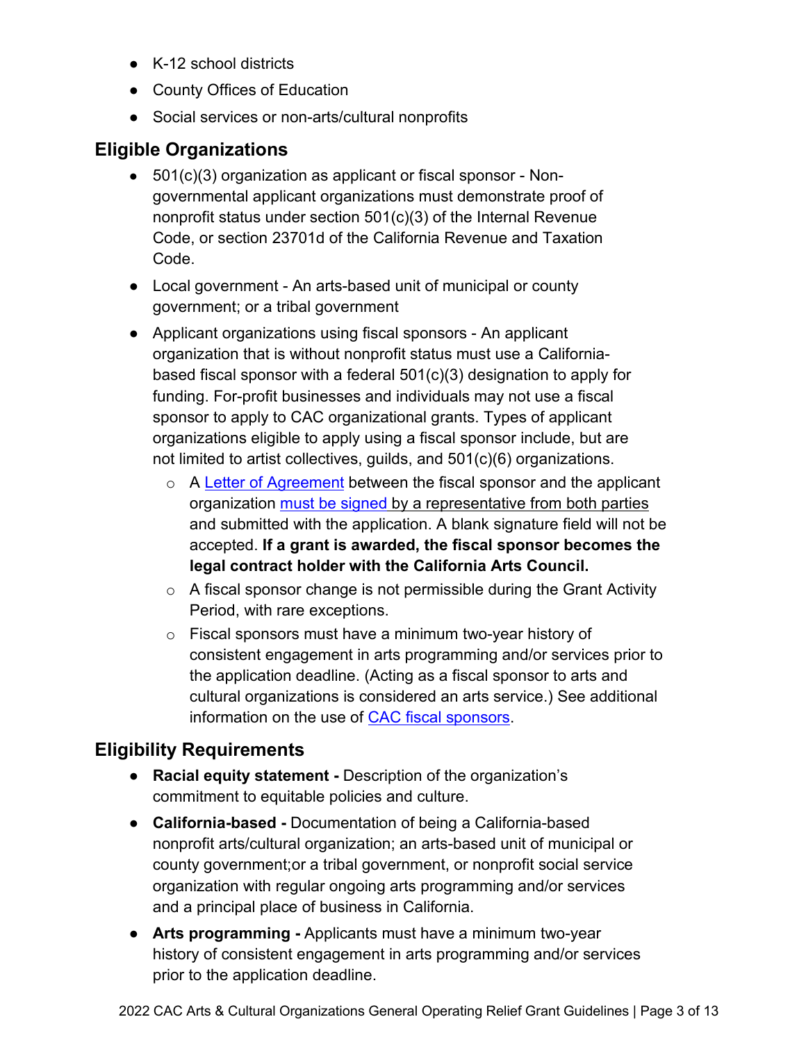- K-12 school districts
- County Offices of Education
- Social services or non-arts/cultural nonprofits

## Eligible Organizations

- 501(c)(3) organization as applicant or fiscal sponsor - Non-governmental applicant organizations must demonstrate proof of nonprofit status under section 501(c)(3) of the Internal Revenue Code, or section 23701d of the California Revenue and Taxation Code.
- Local government - An arts-based unit of municipal or county government; or a tribal government
- Applicant organizations using fiscal sponsors - An applicant organization that is without nonprofit status must use a California-based fiscal sponsor with a federal 501(c)(3) designation to apply for funding. For-profit businesses and individuals may not use a fiscal sponsor to apply to CAC organizational grants. Types of applicant organizations eligible to apply using a fiscal sponsor include, but are not limited to artist collectives, guilds, and 501(c)(6) organizations.
  - A Letter of Agreement between the fiscal sponsor and the applicant organization must be signed by a representative from both parties and submitted with the application. A blank signature field will not be accepted. **If a grant is awarded, the fiscal sponsor becomes the legal contract holder with the California Arts Council.**
  - A fiscal sponsor change is not permissible during the Grant Activity Period, with rare exceptions.
  - Fiscal sponsors must have a minimum two-year history of consistent engagement in arts programming and/or services prior to the application deadline. (Acting as a fiscal sponsor to arts and cultural organizations is considered an arts service.) See additional information on the use of CAC fiscal sponsors.

## Eligibility Requirements

- **Racial equity statement -** Description of the organization's commitment to equitable policies and culture.
- **California-based -** Documentation of being a California-based nonprofit arts/cultural organization; an arts-based unit of municipal or county government;or a tribal government, or nonprofit social service organization with regular ongoing arts programming and/or services and a principal place of business in California.
- **Arts programming -** Applicants must have a minimum two-year history of consistent engagement in arts programming and/or services prior to the application deadline.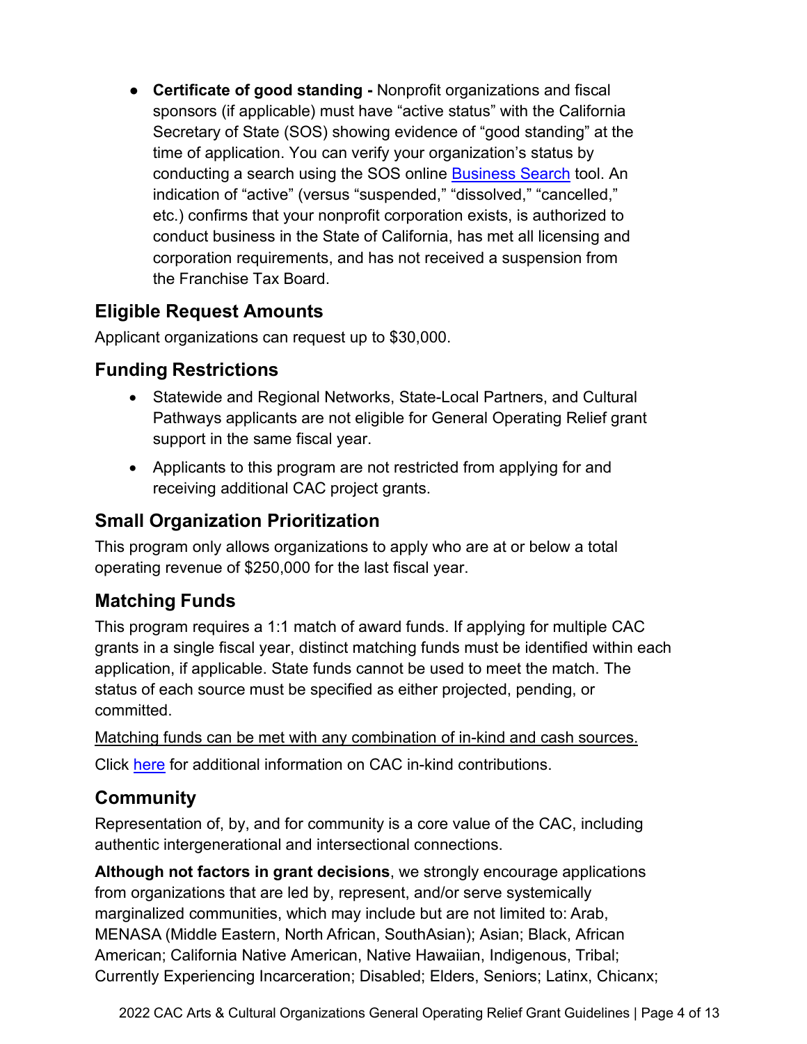- **Certificate of good standing -** Nonprofit organizations and fiscal sponsors (if applicable) must have "active status" with the California Secretary of State (SOS) showing evidence of "good standing" at the time of application. You can verify your organization's status by conducting a search using the SOS online [Business Search]() tool. An indication of "active" (versus "suspended," "dissolved," "cancelled," etc.) confirms that your nonprofit corporation exists, is authorized to conduct business in the State of California, has met all licensing and corporation requirements, and has not received a suspension from the Franchise Tax Board.

## Eligible Request Amounts

Applicant organizations can request up to $30,000.

## Funding Restrictions

- Statewide and Regional Networks, State-Local Partners, and Cultural Pathways applicants are not eligible for General Operating Relief grant support in the same fiscal year.
- Applicants to this program are not restricted from applying for and receiving additional CAC project grants.

## Small Organization Prioritization

This program only allows organizations to apply who are at or below a total operating revenue of $250,000 for the last fiscal year.

## Matching Funds

This program requires a 1:1 match of award funds. If applying for multiple CAC grants in a single fiscal year, distinct matching funds must be identified within each application, if applicable. State funds cannot be used to meet the match. The status of each source must be specified as either projected, pending, or committed.

<u>Matching funds can be met with any combination of in-kind and cash sources.</u>

Click [here]() for additional information on CAC in-kind contributions.

## Community

Representation of, by, and for community is a core value of the CAC, including authentic intergenerational and intersectional connections.

**Although not factors in grant decisions**, we strongly encourage applications from organizations that are led by, represent, and/or serve systemically marginalized communities, which may include but are not limited to: Arab, MENASA (Middle Eastern, North African, SouthAsian); Asian; Black, African American; California Native American, Native Hawaiian, Indigenous, Tribal; Currently Experiencing Incarceration; Disabled; Elders, Seniors; Latinx, Chicanx;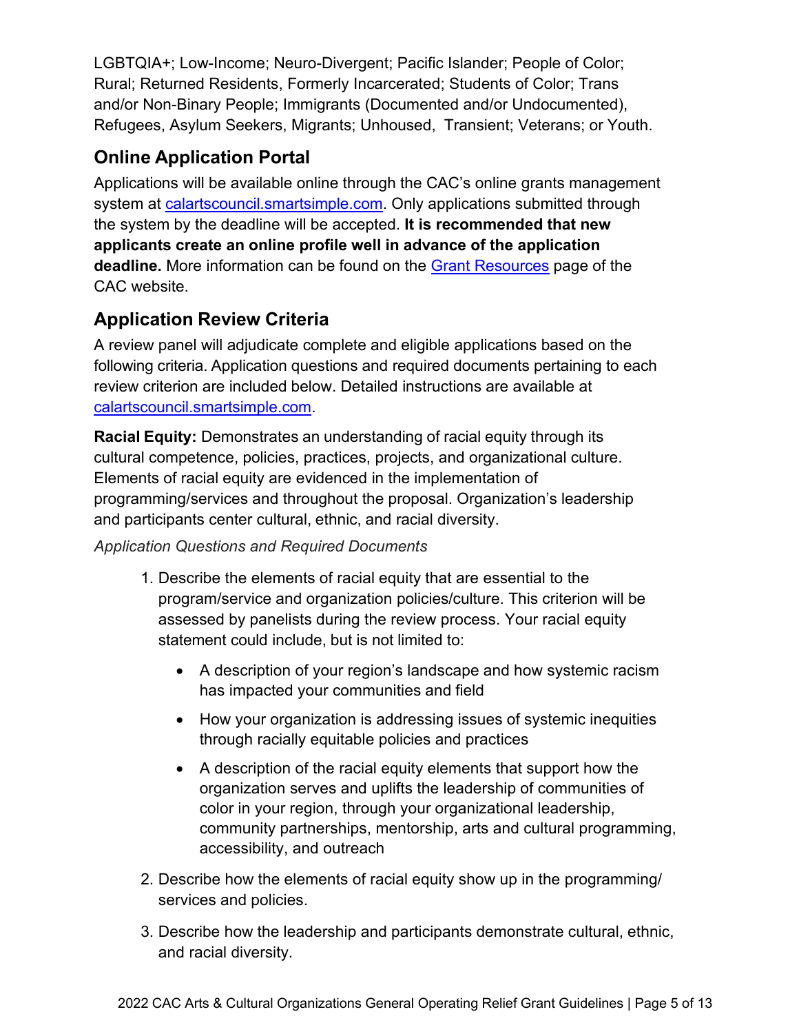LGBTQIA+; Low-Income; Neuro-Divergent; Pacific Islander; People of Color; Rural; Returned Residents, Formerly Incarcerated; Students of Color; Trans and/or Non-Binary People; Immigrants (Documented and/or Undocumented), Refugees, Asylum Seekers, Migrants; Unhoused, Transient; Veterans; or Youth.

## Online Application Portal

Applications will be available online through the CAC's online grants management system at calartscouncil.smartsimple.com. Only applications submitted through the system by the deadline will be accepted. **It is recommended that new applicants create an online profile well in advance of the application deadline.** More information can be found on the Grant Resources page of the CAC website.

## Application Review Criteria

A review panel will adjudicate complete and eligible applications based on the following criteria. Application questions and required documents pertaining to each review criterion are included below. Detailed instructions are available at calartscouncil.smartsimple.com.

**Racial Equity:** Demonstrates an understanding of racial equity through its cultural competence, policies, practices, projects, and organizational culture. Elements of racial equity are evidenced in the implementation of programming/services and throughout the proposal. Organization's leadership and participants center cultural, ethnic, and racial diversity.

*Application Questions and Required Documents*

1. Describe the elements of racial equity that are essential to the program/service and organization policies/culture. This criterion will be assessed by panelists during the review process. Your racial equity statement could include, but is not limited to:
   - A description of your region's landscape and how systemic racism has impacted your communities and field
   - How your organization is addressing issues of systemic inequities through racially equitable policies and practices
   - A description of the racial equity elements that support how the organization serves and uplifts the leadership of communities of color in your region, through your organizational leadership, community partnerships, mentorship, arts and cultural programming, accessibility, and outreach
2. Describe how the elements of racial equity show up in the programming/ services and policies.
3. Describe how the leadership and participants demonstrate cultural, ethnic, and racial diversity.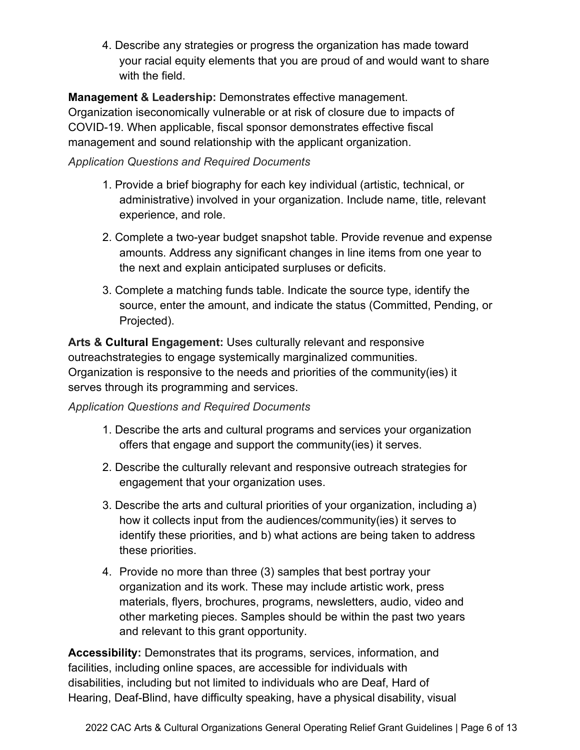4. Describe any strategies or progress the organization has made toward your racial equity elements that you are proud of and would want to share with the field.

**Management & Leadership:** Demonstrates effective management. Organization iseconomically vulnerable or at risk of closure due to impacts of COVID-19. When applicable, fiscal sponsor demonstrates effective fiscal management and sound relationship with the applicant organization.

*Application Questions and Required Documents*

1. Provide a brief biography for each key individual (artistic, technical, or administrative) involved in your organization. Include name, title, relevant experience, and role.
2. Complete a two-year budget snapshot table. Provide revenue and expense amounts. Address any significant changes in line items from one year to the next and explain anticipated surpluses or deficits.
3. Complete a matching funds table. Indicate the source type, identify the source, enter the amount, and indicate the status (Committed, Pending, or Projected).

**Arts & Cultural Engagement:** Uses culturally relevant and responsive outreachstrategies to engage systemically marginalized communities. Organization is responsive to the needs and priorities of the community(ies) it serves through its programming and services.

*Application Questions and Required Documents*

1. Describe the arts and cultural programs and services your organization offers that engage and support the community(ies) it serves.
2. Describe the culturally relevant and responsive outreach strategies for engagement that your organization uses.
3. Describe the arts and cultural priorities of your organization, including a) how it collects input from the audiences/community(ies) it serves to identify these priorities, and b) what actions are being taken to address these priorities.
4. Provide no more than three (3) samples that best portray your organization and its work. These may include artistic work, press materials, flyers, brochures, programs, newsletters, audio, video and other marketing pieces. Samples should be within the past two years and relevant to this grant opportunity.

**Accessibility:** Demonstrates that its programs, services, information, and facilities, including online spaces, are accessible for individuals with disabilities, including but not limited to individuals who are Deaf, Hard of Hearing, Deaf-Blind, have difficulty speaking, have a physical disability, visual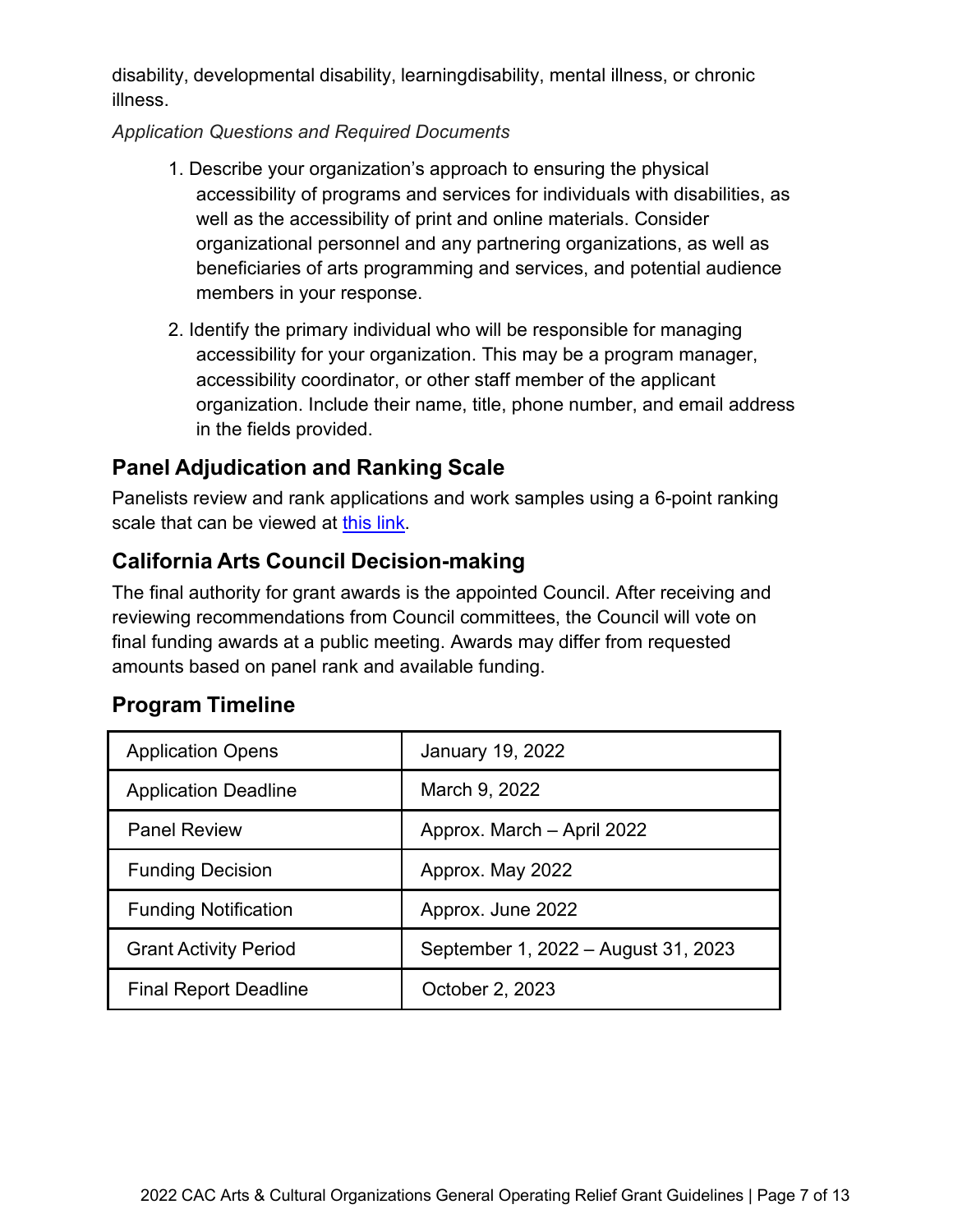disability, developmental disability, learningdisability, mental illness, or chronic illness.

*Application Questions and Required Documents*

1. Describe your organization's approach to ensuring the physical accessibility of programs and services for individuals with disabilities, as well as the accessibility of print and online materials. Consider organizational personnel and any partnering organizations, as well as beneficiaries of arts programming and services, and potential audience members in your response.
2. Identify the primary individual who will be responsible for managing accessibility for your organization. This may be a program manager, accessibility coordinator, or other staff member of the applicant organization. Include their name, title, phone number, and email address in the fields provided.

## Panel Adjudication and Ranking Scale

Panelists review and rank applications and work samples using a 6-point ranking scale that can be viewed at this link.

## California Arts Council Decision-making

The final authority for grant awards is the appointed Council. After receiving and reviewing recommendations from Council committees, the Council will vote on final funding awards at a public meeting. Awards may differ from requested amounts based on panel rank and available funding.

## Program Timeline

| | |
|---|---|
| Application Opens | January 19, 2022 |
| Application Deadline | March 9, 2022 |
| Panel Review | Approx. March – April 2022 |
| Funding Decision | Approx. May 2022 |
| Funding Notification | Approx. June 2022 |
| Grant Activity Period | September 1, 2022 – August 31, 2023 |
| Final Report Deadline | October 2, 2023 |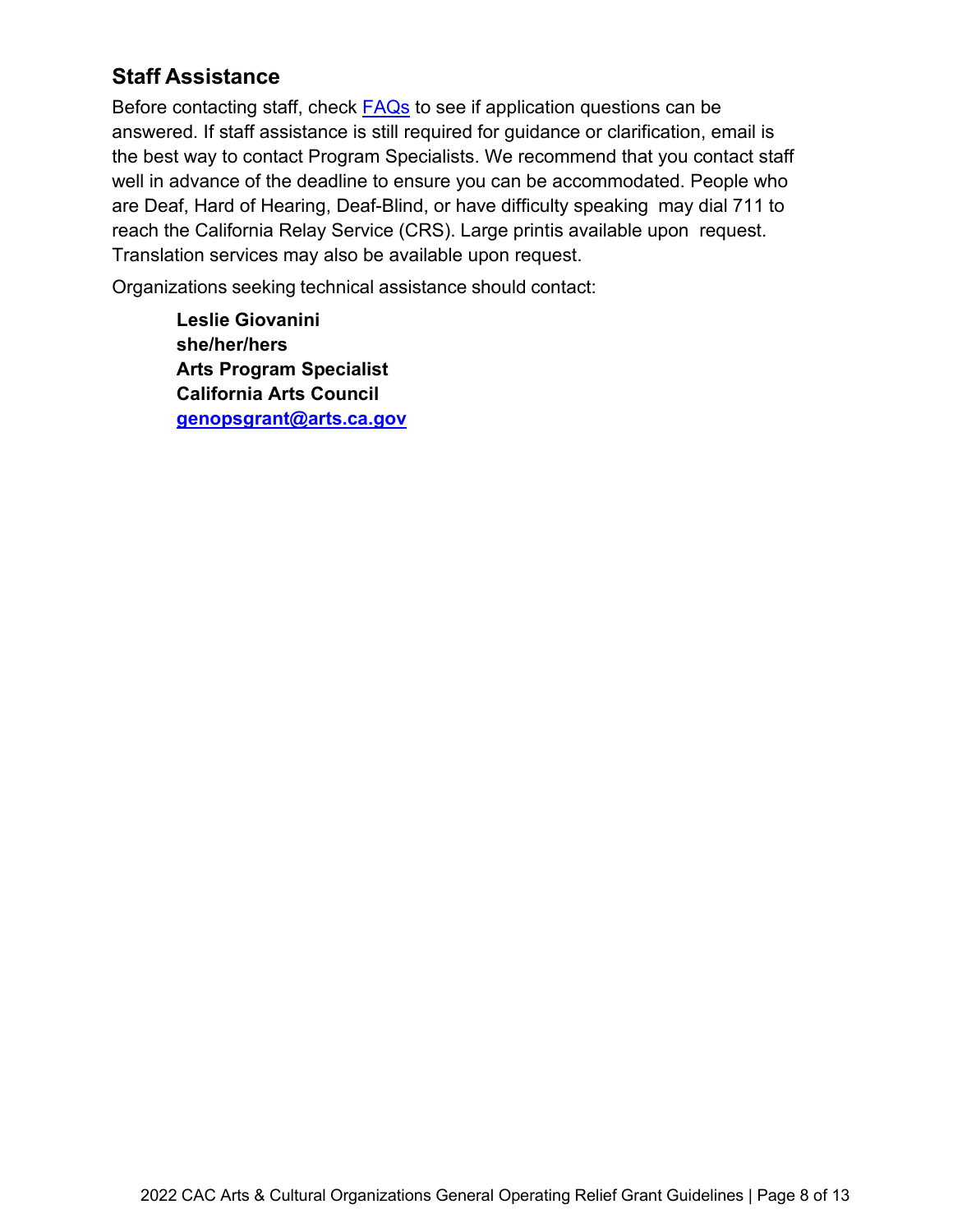## Staff Assistance

Before contacting staff, check [FAQs] to see if application questions can be answered. If staff assistance is still required for guidance or clarification, email is the best way to contact Program Specialists. We recommend that you contact staff well in advance of the deadline to ensure you can be accommodated. People who are Deaf, Hard of Hearing, Deaf-Blind, or have difficulty speaking may dial 711 to reach the California Relay Service (CRS). Large printis available upon request. Translation services may also be available upon request.

Organizations seeking technical assistance should contact:

> **Leslie Giovanini**
> **she/her/hers**
> **Arts Program Specialist**
> **California Arts Council**
> **genopsgrant@arts.ca.gov**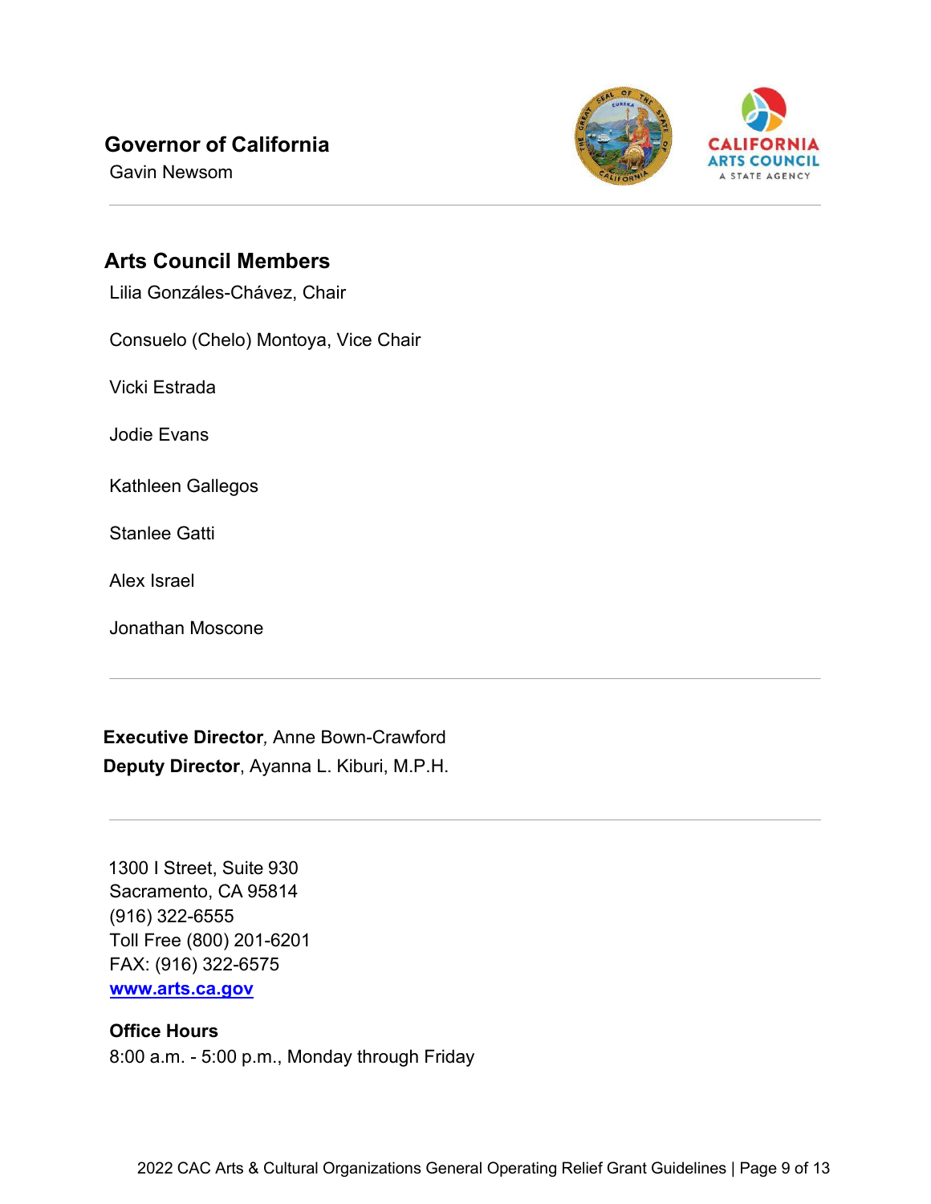## Governor of California

Gavin Newsom

---

## Arts Council Members

Lilia Gonzáles-Chávez, Chair

Consuelo (Chelo) Montoya, Vice Chair

Vicki Estrada

Jodie Evans

Kathleen Gallegos

Stanlee Gatti

Alex Israel

Jonathan Moscone

---

**Executive Director***,* Anne Bown-Crawford
**Deputy Director**, Ayanna L. Kiburi, M.P.H.

---

1300 I Street, Suite 930
Sacramento, CA 95814
(916) 322-6555
Toll Free (800) 201-6201
FAX: (916) 322-6575
**[www.arts.ca.gov](http://www.arts.ca.gov)**

**Office Hours**
8:00 a.m. - 5:00 p.m., Monday through Friday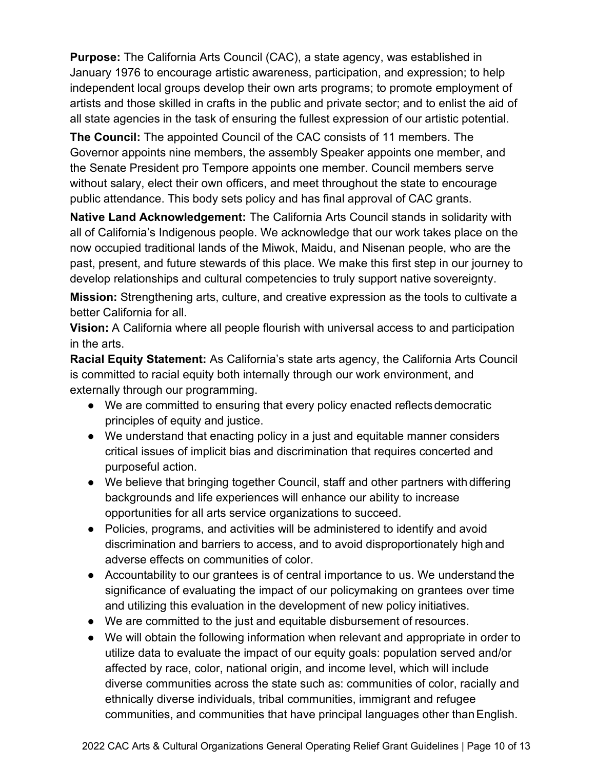**Purpose:** The California Arts Council (CAC), a state agency, was established in January 1976 to encourage artistic awareness, participation, and expression; to help independent local groups develop their own arts programs; to promote employment of artists and those skilled in crafts in the public and private sector; and to enlist the aid of all state agencies in the task of ensuring the fullest expression of our artistic potential.

**The Council:** The appointed Council of the CAC consists of 11 members. The Governor appoints nine members, the assembly Speaker appoints one member, and the Senate President pro Tempore appoints one member. Council members serve without salary, elect their own officers, and meet throughout the state to encourage public attendance. This body sets policy and has final approval of CAC grants.

**Native Land Acknowledgement:** The California Arts Council stands in solidarity with all of California's Indigenous people. We acknowledge that our work takes place on the now occupied traditional lands of the Miwok, Maidu, and Nisenan people, who are the past, present, and future stewards of this place. We make this first step in our journey to develop relationships and cultural competencies to truly support native sovereignty.

**Mission:** Strengthening arts, culture, and creative expression as the tools to cultivate a better California for all.

**Vision:** A California where all people flourish with universal access to and participation in the arts.

**Racial Equity Statement:** As California's state arts agency, the California Arts Council is committed to racial equity both internally through our work environment, and externally through our programming.

- We are committed to ensuring that every policy enacted reflects democratic principles of equity and justice.
- We understand that enacting policy in a just and equitable manner considers critical issues of implicit bias and discrimination that requires concerted and purposeful action.
- We believe that bringing together Council, staff and other partners with differing backgrounds and life experiences will enhance our ability to increase opportunities for all arts service organizations to succeed.
- Policies, programs, and activities will be administered to identify and avoid discrimination and barriers to access, and to avoid disproportionately high and adverse effects on communities of color.
- Accountability to our grantees is of central importance to us. We understand the significance of evaluating the impact of our policymaking on grantees over time and utilizing this evaluation in the development of new policy initiatives.
- We are committed to the just and equitable disbursement of resources.
- We will obtain the following information when relevant and appropriate in order to utilize data to evaluate the impact of our equity goals: population served and/or affected by race, color, national origin, and income level, which will include diverse communities across the state such as: communities of color, racially and ethnically diverse individuals, tribal communities, immigrant and refugee communities, and communities that have principal languages other than English.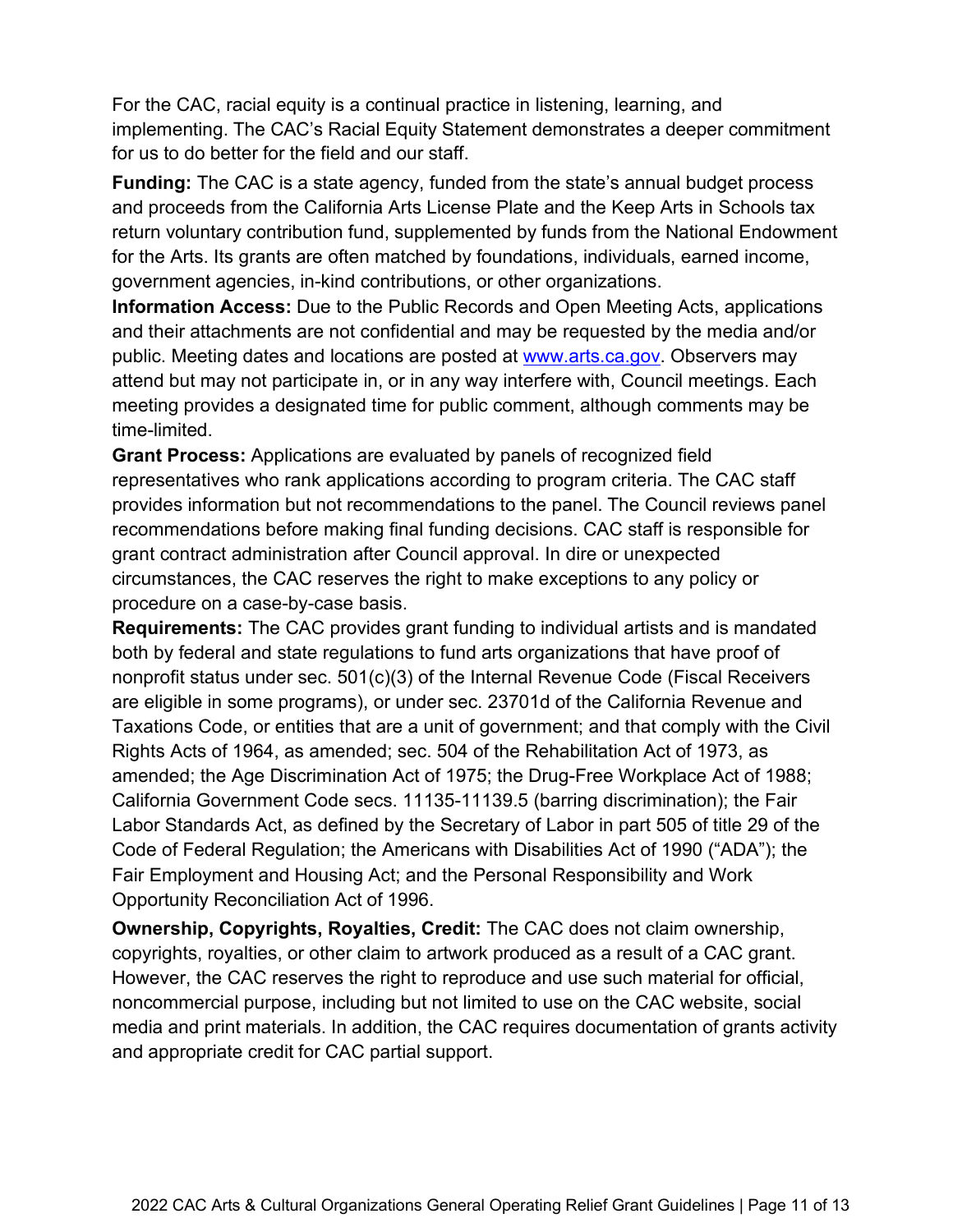For the CAC, racial equity is a continual practice in listening, learning, and implementing. The CAC's Racial Equity Statement demonstrates a deeper commitment for us to do better for the field and our staff.

**Funding:** The CAC is a state agency, funded from the state's annual budget process and proceeds from the California Arts License Plate and the Keep Arts in Schools tax return voluntary contribution fund, supplemented by funds from the National Endowment for the Arts. Its grants are often matched by foundations, individuals, earned income, government agencies, in-kind contributions, or other organizations.

**Information Access:** Due to the Public Records and Open Meeting Acts, applications and their attachments are not confidential and may be requested by the media and/or public. Meeting dates and locations are posted at [www.arts.ca.gov](http://www.arts.ca.gov). Observers may attend but may not participate in, or in any way interfere with, Council meetings. Each meeting provides a designated time for public comment, although comments may be time-limited.

**Grant Process:** Applications are evaluated by panels of recognized field representatives who rank applications according to program criteria. The CAC staff provides information but not recommendations to the panel. The Council reviews panel recommendations before making final funding decisions. CAC staff is responsible for grant contract administration after Council approval. In dire or unexpected circumstances, the CAC reserves the right to make exceptions to any policy or procedure on a case-by-case basis.

**Requirements:** The CAC provides grant funding to individual artists and is mandated both by federal and state regulations to fund arts organizations that have proof of nonprofit status under sec. 501(c)(3) of the Internal Revenue Code (Fiscal Receivers are eligible in some programs), or under sec. 23701d of the California Revenue and Taxations Code, or entities that are a unit of government; and that comply with the Civil Rights Acts of 1964, as amended; sec. 504 of the Rehabilitation Act of 1973, as amended; the Age Discrimination Act of 1975; the Drug-Free Workplace Act of 1988; California Government Code secs. 11135-11139.5 (barring discrimination); the Fair Labor Standards Act, as defined by the Secretary of Labor in part 505 of title 29 of the Code of Federal Regulation; the Americans with Disabilities Act of 1990 ("ADA"); the Fair Employment and Housing Act; and the Personal Responsibility and Work Opportunity Reconciliation Act of 1996.

**Ownership, Copyrights, Royalties, Credit:** The CAC does not claim ownership, copyrights, royalties, or other claim to artwork produced as a result of a CAC grant. However, the CAC reserves the right to reproduce and use such material for official, noncommercial purpose, including but not limited to use on the CAC website, social media and print materials. In addition, the CAC requires documentation of grants activity and appropriate credit for CAC partial support.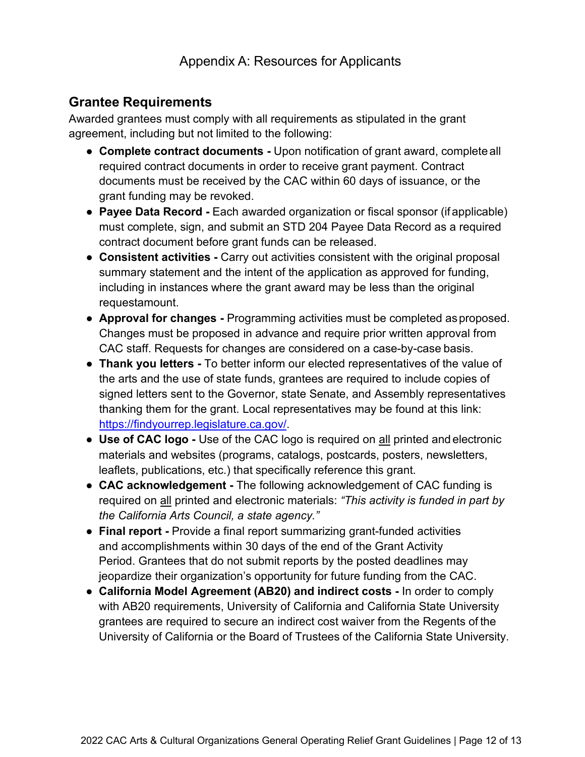# Appendix A: Resources for Applicants

## Grantee Requirements

Awarded grantees must comply with all requirements as stipulated in the grant agreement, including but not limited to the following:

- **Complete contract documents -** Upon notification of grant award, complete all required contract documents in order to receive grant payment. Contract documents must be received by the CAC within 60 days of issuance, or the grant funding may be revoked.
- **Payee Data Record -** Each awarded organization or fiscal sponsor (if applicable) must complete, sign, and submit an STD 204 Payee Data Record as a required contract document before grant funds can be released.
- **Consistent activities -** Carry out activities consistent with the original proposal summary statement and the intent of the application as approved for funding, including in instances where the grant award may be less than the original requestamount.
- **Approval for changes -** Programming activities must be completed as proposed. Changes must be proposed in advance and require prior written approval from CAC staff. Requests for changes are considered on a case-by-case basis.
- **Thank you letters -** To better inform our elected representatives of the value of the arts and the use of state funds, grantees are required to include copies of signed letters sent to the Governor, state Senate, and Assembly representatives thanking them for the grant. Local representatives may be found at this link: [https://findyourrep.legislature.ca.gov/](https://findyourrep.legislature.ca.gov/).
- **Use of CAC logo -** Use of the CAC logo is required on <u>all</u> printed and electronic materials and websites (programs, catalogs, postcards, posters, newsletters, leaflets, publications, etc.) that specifically reference this grant.
- **CAC acknowledgement -** The following acknowledgement of CAC funding is required on <u>all</u> printed and electronic materials: *"This activity is funded in part by the California Arts Council, a state agency."*
- **Final report -** Provide a final report summarizing grant-funded activities and accomplishments within 30 days of the end of the Grant Activity Period. Grantees that do not submit reports by the posted deadlines may jeopardize their organization's opportunity for future funding from the CAC.
- **California Model Agreement (AB20) and indirect costs -** In order to comply with AB20 requirements, University of California and California State University grantees are required to secure an indirect cost waiver from the Regents of the University of California or the Board of Trustees of the California State University.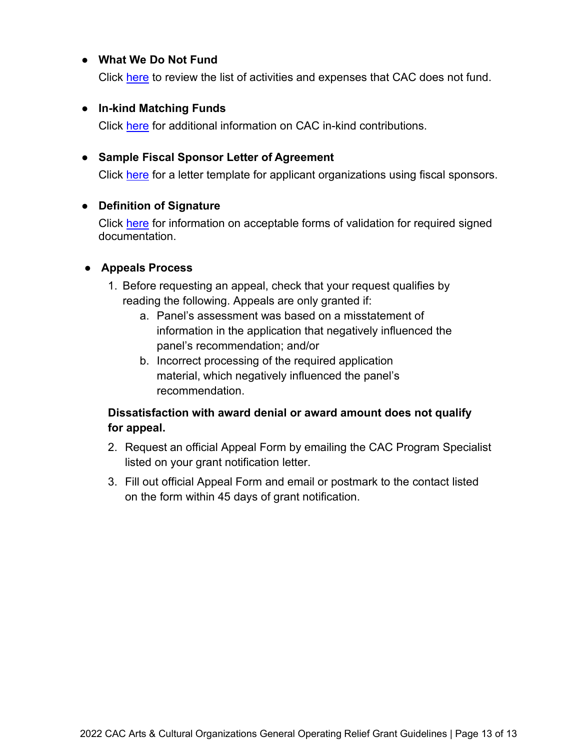- **What We Do Not Fund**

  Click here to review the list of activities and expenses that CAC does not fund.

- **In-kind Matching Funds**

  Click here for additional information on CAC in-kind contributions.

- **Sample Fiscal Sponsor Letter of Agreement**

  Click here for a letter template for applicant organizations using fiscal sponsors.

- **Definition of Signature**

  Click here for information on acceptable forms of validation for required signed documentation.

- **Appeals Process**

  1. Before requesting an appeal, check that your request qualifies by reading the following. Appeals are only granted if:
     a. Panel's assessment was based on a misstatement of information in the application that negatively influenced the panel's recommendation; and/or
     b. Incorrect processing of the required application material, which negatively influenced the panel's recommendation.

  **Dissatisfaction with award denial or award amount does not qualify for appeal.**

  2. Request an official Appeal Form by emailing the CAC Program Specialist listed on your grant notification letter.
  3. Fill out official Appeal Form and email or postmark to the contact listed on the form within 45 days of grant notification.